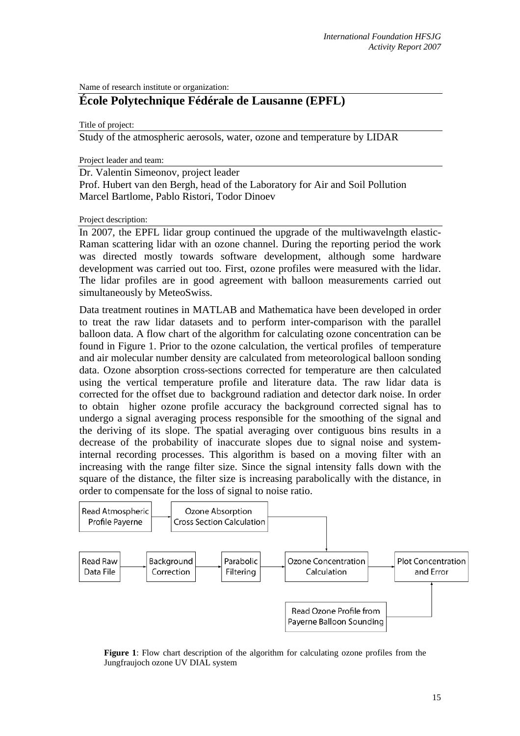Name of research institute or organization:

# École Polytechnique Fédérale de Lausanne (EPFL)

Title of project:

Study of the atmospheric aerosols, water, ozone and temperature by LIDAR

Project leader and team:

Dr. Valentin Simeonov, project leader
Prof. Hubert van den Bergh, head of the Laboratory for Air and Soil Pollution
Marcel Bartlome, Pablo Ristori, Todor Dinoev

Project description:

In 2007, the EPFL lidar group continued the upgrade of the multiwavelngth elastic-Raman scattering lidar with an ozone channel. During the reporting period the work was directed mostly towards software development, although some hardware development was carried out too. First, ozone profiles were measured with the lidar. The lidar profiles are in good agreement with balloon measurements carried out simultaneously by MeteoSwiss.

Data treatment routines in MATLAB and Mathematica have been developed in order to treat the raw lidar datasets and to perform inter-comparison with the parallel balloon data. A flow chart of the algorithm for calculating ozone concentration can be found in Figure 1. Prior to the ozone calculation, the vertical profiles of temperature and air molecular number density are calculated from meteorological balloon sonding data. Ozone absorption cross-sections corrected for temperature are then calculated using the vertical temperature profile and literature data. The raw lidar data is corrected for the offset due to background radiation and detector dark noise. In order to obtain higher ozone profile accuracy the background corrected signal has to undergo a signal averaging process responsible for the smoothing of the signal and the deriving of its slope. The spatial averaging over contiguous bins results in a decrease of the probability of inaccurate slopes due to signal noise and system-internal recording processes. This algorithm is based on a moving filter with an increasing with the range filter size. Since the signal intensity falls down with the square of the distance, the filter size is increasing parabolically with the distance, in order to compensate for the loss of signal to noise ratio.

Read Atmospheric Profile Payerne → Ozone Absorption Cross Section Calculation → Ozone Concentration Calculation

Read Raw Data File → Background Correction → Parabolic Filtering → Ozone Concentration Calculation → Plot Concentration and Error

Read Ozone Profile from Payerne Balloon Sounding → Plot Concentration and Error

**Figure 1**: Flow chart description of the algorithm for calculating ozone profiles from the Jungfraujoch ozone UV DIAL system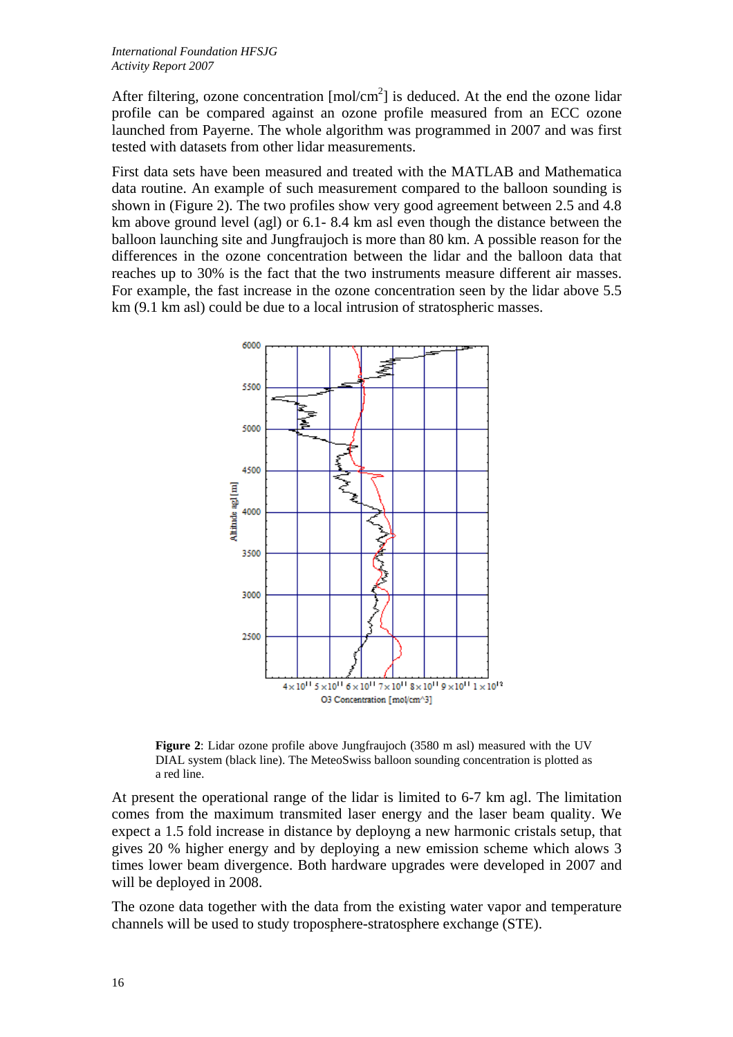After filtering, ozone concentration [mol/cm$^2$] is deduced. At the end the ozone lidar profile can be compared against an ozone profile measured from an ECC ozone launched from Payerne. The whole algorithm was programmed in 2007 and was first tested with datasets from other lidar measurements.

First data sets have been measured and treated with the MATLAB and Mathematica data routine. An example of such measurement compared to the balloon sounding is shown in (Figure 2). The two profiles show very good agreement between 2.5 and 4.8 km above ground level (agl) or 6.1- 8.4 km asl even though the distance between the balloon launching site and Jungfraujoch is more than 80 km. A possible reason for the differences in the ozone concentration between the lidar and the balloon data that reaches up to 30% is the fact that the two instruments measure different air masses. For example, the fast increase in the ozone concentration seen by the lidar above 5.5 km (9.1 km asl) could be due to a local intrusion of stratospheric masses.

**Figure 2**: Lidar ozone profile above Jungfraujoch (3580 m asl) measured with the UV DIAL system (black line). The MeteoSwiss balloon sounding concentration is plotted as a red line.

At present the operational range of the lidar is limited to 6-7 km agl. The limitation comes from the maximum transmited laser energy and the laser beam quality. We expect a 1.5 fold increase in distance by deployng a new harmonic cristals setup, that gives 20 % higher energy and by deploying a new emission scheme which alows 3 times lower beam divergence. Both hardware upgrades were developed in 2007 and will be deployed in 2008.

The ozone data together with the data from the existing water vapor and temperature channels will be used to study troposphere-stratosphere exchange (STE).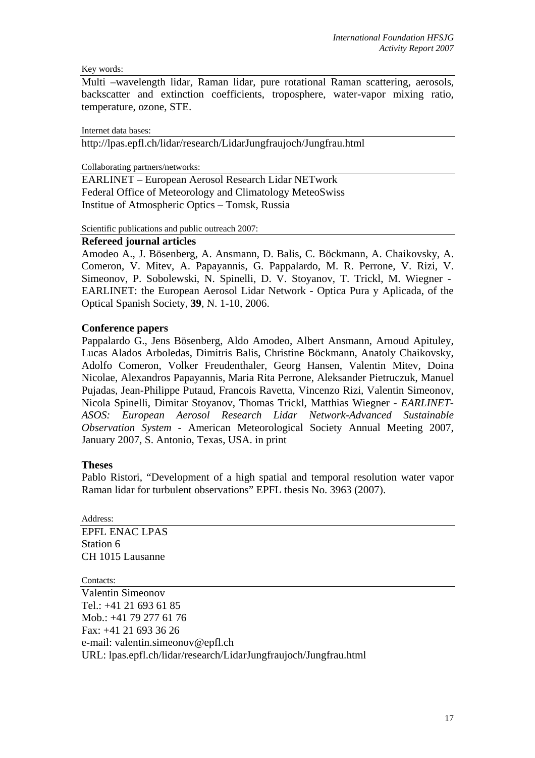Key words:

Multi –wavelength lidar, Raman lidar, pure rotational Raman scattering, aerosols, backscatter and extinction coefficients, troposphere, water-vapor mixing ratio, temperature, ozone, STE.

Internet data bases:

http://lpas.epfl.ch/lidar/research/LidarJungfraujoch/Jungfrau.html

Collaborating partners/networks:

EARLINET – European Aerosol Research Lidar NETwork
Federal Office of Meteorology and Climatology MeteoSwiss
Institue of Atmospheric Optics – Tomsk, Russia

Scientific publications and public outreach 2007:

**Refereed journal articles**

Amodeo A., J. Bösenberg, A. Ansmann, D. Balis, C. Böckmann, A. Chaikovsky, A. Comeron, V. Mitev, A. Papayannis, G. Pappalardo, M. R. Perrone, V. Rizi, V. Simeonov, P. Sobolewski, N. Spinelli, D. V. Stoyanov, T. Trickl, M. Wiegner - EARLINET: the European Aerosol Lidar Network - Optica Pura y Aplicada, of the Optical Spanish Society, **39**, N. 1-10, 2006.

**Conference papers**

Pappalardo G., Jens Bösenberg, Aldo Amodeo, Albert Ansmann, Arnoud Apituley, Lucas Alados Arboledas, Dimitris Balis, Christine Böckmann, Anatoly Chaikovsky, Adolfo Comeron, Volker Freudenthaler, Georg Hansen, Valentin Mitev, Doina Nicolae, Alexandros Papayannis, Maria Rita Perrone, Aleksander Pietruczuk, Manuel Pujadas, Jean-Philippe Putaud, Francois Ravetta, Vincenzo Rizi, Valentin Simeonov, Nicola Spinelli, Dimitar Stoyanov, Thomas Trickl, Matthias Wiegner - *EARLINET-ASOS: European Aerosol Research Lidar Network-Advanced Sustainable Observation System* - American Meteorological Society Annual Meeting 2007, January 2007, S. Antonio, Texas, USA. in print

**Theses**

Pablo Ristori, "Development of a high spatial and temporal resolution water vapor Raman lidar for turbulent observations" EPFL thesis No. 3963 (2007).

Address:

EPFL ENAC LPAS
Station 6
CH 1015 Lausanne

Contacts:

Valentin Simeonov
Tel.: +41 21 693 61 85
Mob.: +41 79 277 61 76
Fax: +41 21 693 36 26
e-mail: valentin.simeonov@epfl.ch
URL: lpas.epfl.ch/lidar/research/LidarJungfraujoch/Jungfrau.html